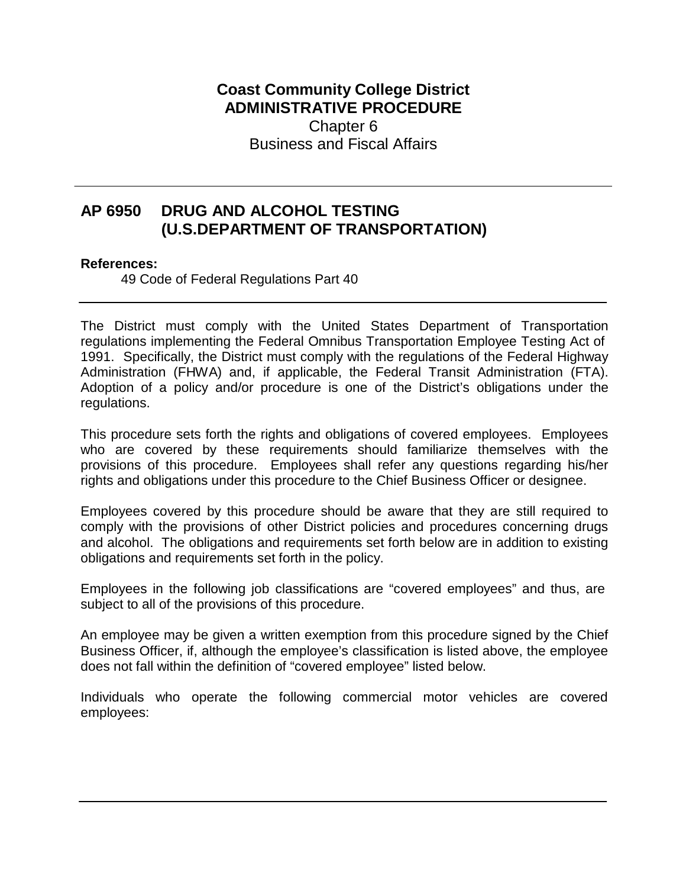# Coast Community College District
## ADMINISTRATIVE PROCEDURE

Chapter 6
Business and Fiscal Affairs

---

## AP 6950 DRUG AND ALCOHOL TESTING (U.S.DEPARTMENT OF TRANSPORTATION)

**References:**

49 Code of Federal Regulations Part 40

---

The District must comply with the United States Department of Transportation regulations implementing the Federal Omnibus Transportation Employee Testing Act of 1991. Specifically, the District must comply with the regulations of the Federal Highway Administration (FHWA) and, if applicable, the Federal Transit Administration (FTA). Adoption of a policy and/or procedure is one of the District's obligations under the regulations.

This procedure sets forth the rights and obligations of covered employees. Employees who are covered by these requirements should familiarize themselves with the provisions of this procedure. Employees shall refer any questions regarding his/her rights and obligations under this procedure to the Chief Business Officer or designee.

Employees covered by this procedure should be aware that they are still required to comply with the provisions of other District policies and procedures concerning drugs and alcohol. The obligations and requirements set forth below are in addition to existing obligations and requirements set forth in the policy.

Employees in the following job classifications are "covered employees" and thus, are subject to all of the provisions of this procedure.

An employee may be given a written exemption from this procedure signed by the Chief Business Officer, if, although the employee's classification is listed above, the employee does not fall within the definition of "covered employee" listed below.

Individuals who operate the following commercial motor vehicles are covered employees: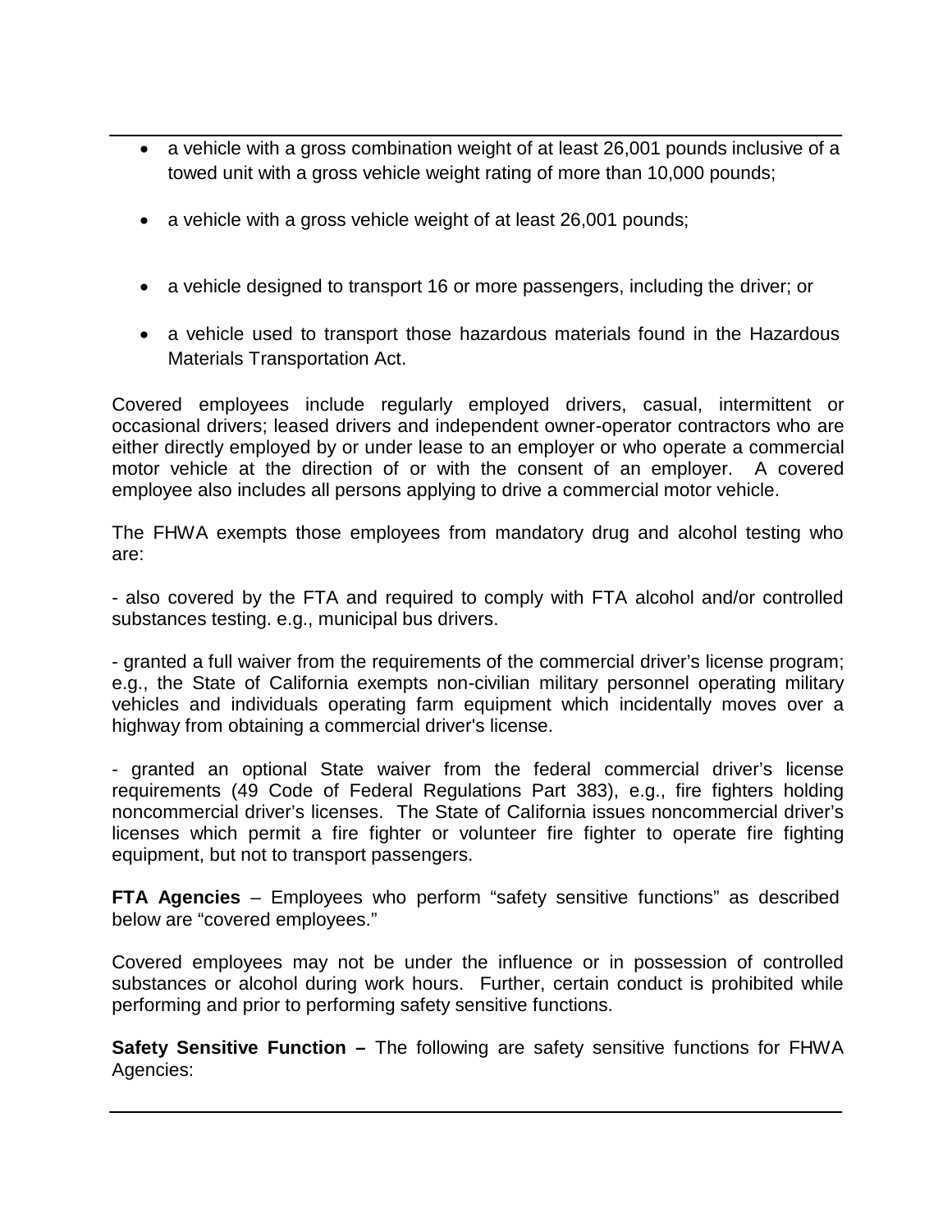- a vehicle with a gross combination weight of at least 26,001 pounds inclusive of a towed unit with a gross vehicle weight rating of more than 10,000 pounds;
- a vehicle with a gross vehicle weight of at least 26,001 pounds;
- a vehicle designed to transport 16 or more passengers, including the driver; or
- a vehicle used to transport those hazardous materials found in the Hazardous Materials Transportation Act.

Covered employees include regularly employed drivers, casual, intermittent or occasional drivers; leased drivers and independent owner-operator contractors who are either directly employed by or under lease to an employer or who operate a commercial motor vehicle at the direction of or with the consent of an employer. A covered employee also includes all persons applying to drive a commercial motor vehicle.

The FHWA exempts those employees from mandatory drug and alcohol testing who are:

- also covered by the FTA and required to comply with FTA alcohol and/or controlled substances testing. e.g., municipal bus drivers.

- granted a full waiver from the requirements of the commercial driver's license program; e.g., the State of California exempts non-civilian military personnel operating military vehicles and individuals operating farm equipment which incidentally moves over a highway from obtaining a commercial driver's license.

- granted an optional State waiver from the federal commercial driver's license requirements (49 Code of Federal Regulations Part 383), e.g., fire fighters holding noncommercial driver's licenses. The State of California issues noncommercial driver's licenses which permit a fire fighter or volunteer fire fighter to operate fire fighting equipment, but not to transport passengers.

**FTA Agencies** – Employees who perform "safety sensitive functions" as described below are "covered employees."

Covered employees may not be under the influence or in possession of controlled substances or alcohol during work hours. Further, certain conduct is prohibited while performing and prior to performing safety sensitive functions.

**Safety Sensitive Function –** The following are safety sensitive functions for FHWA Agencies: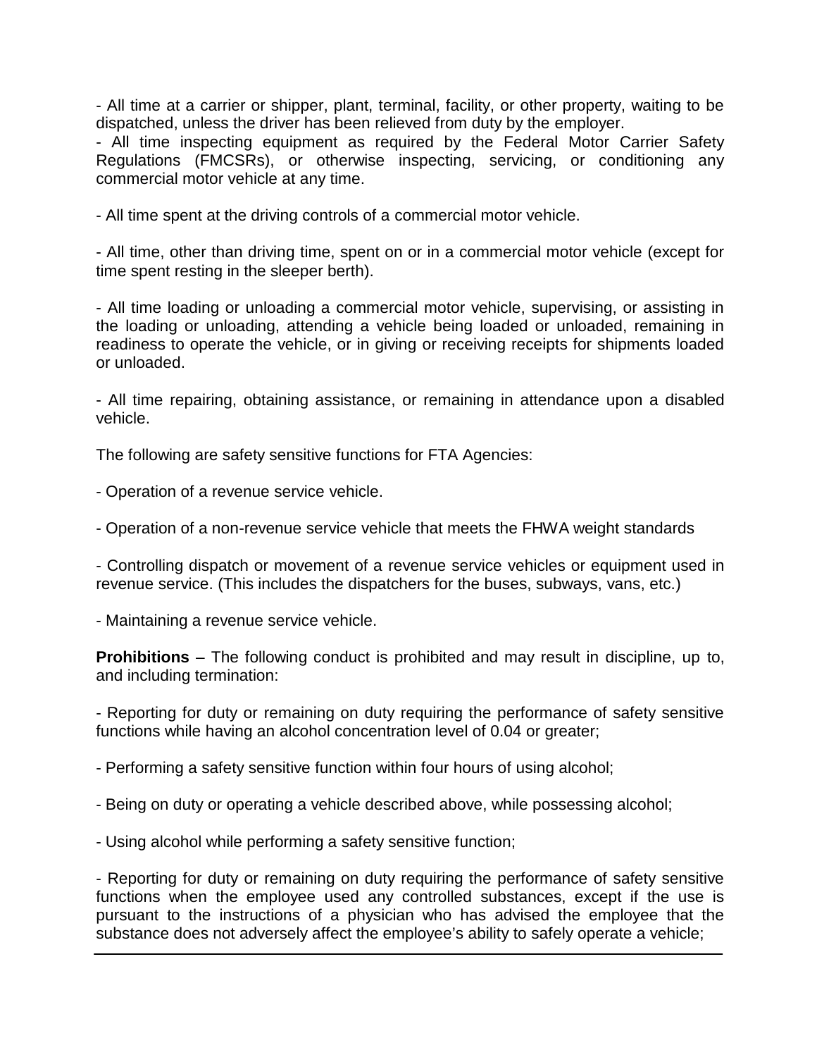- All time at a carrier or shipper, plant, terminal, facility, or other property, waiting to be dispatched, unless the driver has been relieved from duty by the employer.

- All time inspecting equipment as required by the Federal Motor Carrier Safety Regulations (FMCSRs), or otherwise inspecting, servicing, or conditioning any commercial motor vehicle at any time.

- All time spent at the driving controls of a commercial motor vehicle.

- All time, other than driving time, spent on or in a commercial motor vehicle (except for time spent resting in the sleeper berth).

- All time loading or unloading a commercial motor vehicle, supervising, or assisting in the loading or unloading, attending a vehicle being loaded or unloaded, remaining in readiness to operate the vehicle, or in giving or receiving receipts for shipments loaded or unloaded.

- All time repairing, obtaining assistance, or remaining in attendance upon a disabled vehicle.

The following are safety sensitive functions for FTA Agencies:

- Operation of a revenue service vehicle.

- Operation of a non-revenue service vehicle that meets the FHWA weight standards

- Controlling dispatch or movement of a revenue service vehicles or equipment used in revenue service. (This includes the dispatchers for the buses, subways, vans, etc.)

- Maintaining a revenue service vehicle.

**Prohibitions** – The following conduct is prohibited and may result in discipline, up to, and including termination:

- Reporting for duty or remaining on duty requiring the performance of safety sensitive functions while having an alcohol concentration level of 0.04 or greater;

- Performing a safety sensitive function within four hours of using alcohol;

- Being on duty or operating a vehicle described above, while possessing alcohol;

- Using alcohol while performing a safety sensitive function;

- Reporting for duty or remaining on duty requiring the performance of safety sensitive functions when the employee used any controlled substances, except if the use is pursuant to the instructions of a physician who has advised the employee that the substance does not adversely affect the employee's ability to safely operate a vehicle;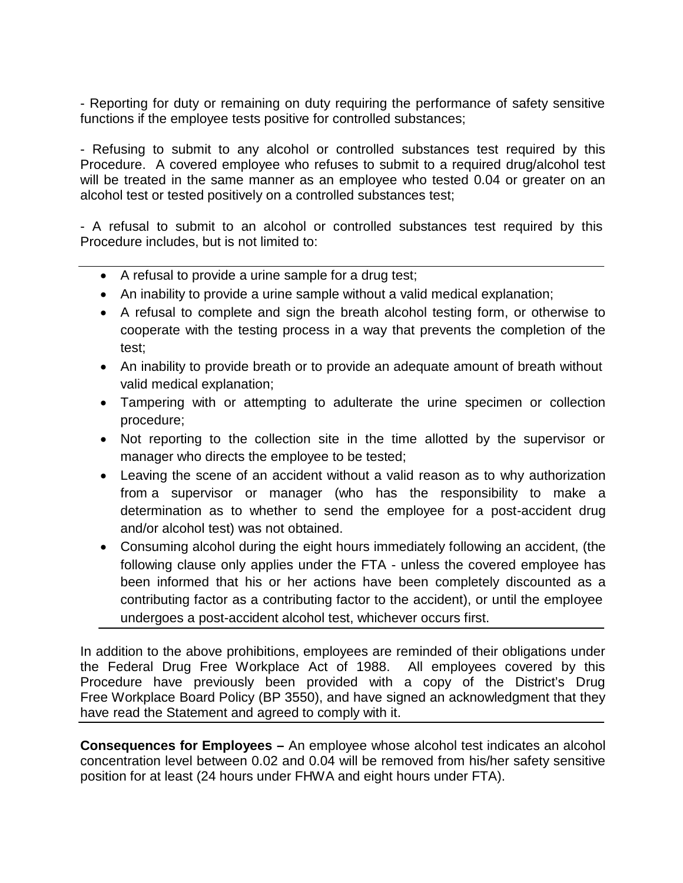- Reporting for duty or remaining on duty requiring the performance of safety sensitive functions if the employee tests positive for controlled substances;

- Refusing to submit to any alcohol or controlled substances test required by this Procedure. A covered employee who refuses to submit to a required drug/alcohol test will be treated in the same manner as an employee who tested 0.04 or greater on an alcohol test or tested positively on a controlled substances test;

- A refusal to submit to an alcohol or controlled substances test required by this Procedure includes, but is not limited to:

- A refusal to provide a urine sample for a drug test;
- An inability to provide a urine sample without a valid medical explanation;
- A refusal to complete and sign the breath alcohol testing form, or otherwise to cooperate with the testing process in a way that prevents the completion of the test;
- An inability to provide breath or to provide an adequate amount of breath without valid medical explanation;
- Tampering with or attempting to adulterate the urine specimen or collection procedure;
- Not reporting to the collection site in the time allotted by the supervisor or manager who directs the employee to be tested;
- Leaving the scene of an accident without a valid reason as to why authorization from a supervisor or manager (who has the responsibility to make a determination as to whether to send the employee for a post-accident drug and/or alcohol test) was not obtained.
- Consuming alcohol during the eight hours immediately following an accident, (the following clause only applies under the FTA - unless the covered employee has been informed that his or her actions have been completely discounted as a contributing factor as a contributing factor to the accident), or until the employee undergoes a post-accident alcohol test, whichever occurs first.

In addition to the above prohibitions, employees are reminded of their obligations under the Federal Drug Free Workplace Act of 1988. All employees covered by this Procedure have previously been provided with a copy of the District's Drug Free Workplace Board Policy (BP 3550), and have signed an acknowledgment that they have read the Statement and agreed to comply with it.

**Consequences for Employees –** An employee whose alcohol test indicates an alcohol concentration level between 0.02 and 0.04 will be removed from his/her safety sensitive position for at least (24 hours under FHWA and eight hours under FTA).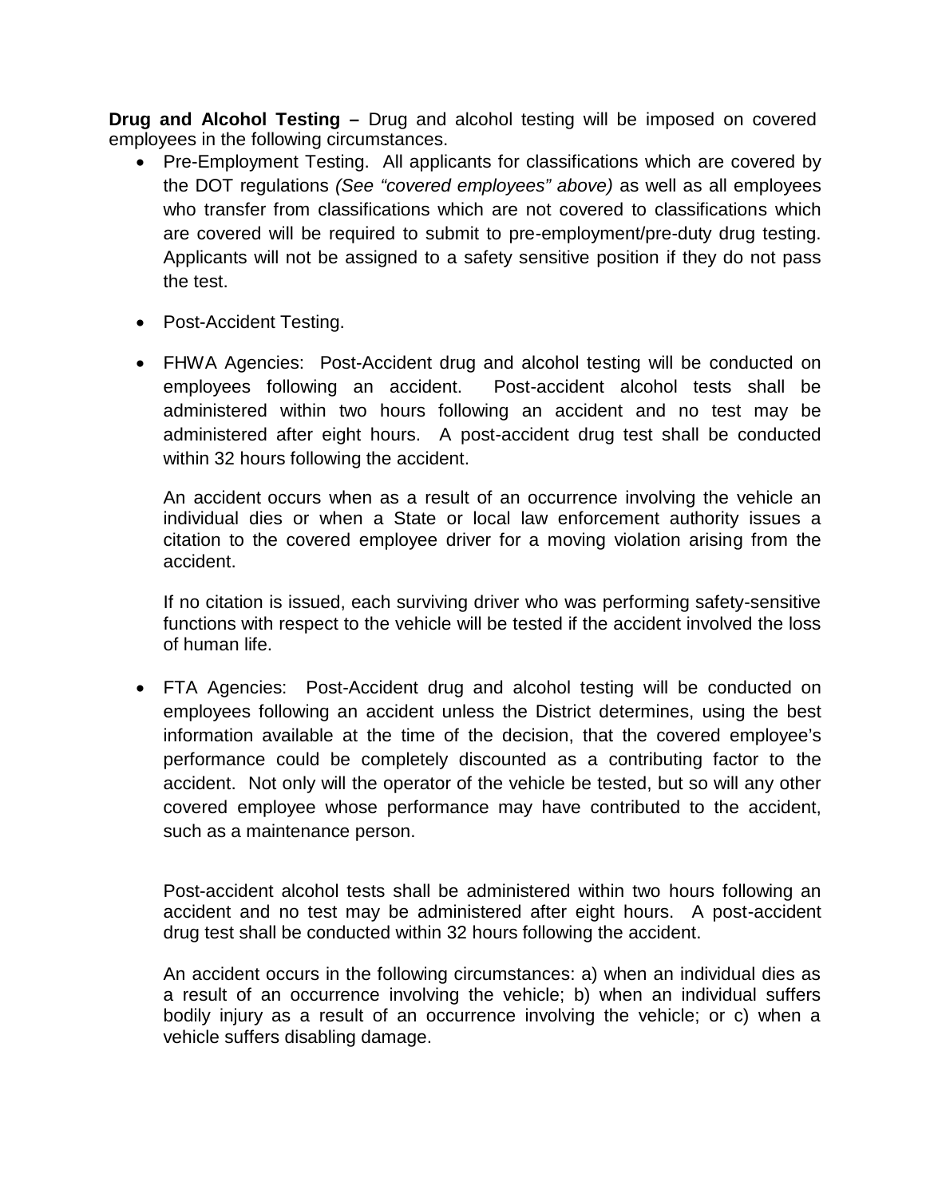**Drug and Alcohol Testing –** Drug and alcohol testing will be imposed on covered employees in the following circumstances.

- Pre-Employment Testing. All applicants for classifications which are covered by the DOT regulations *(See "covered employees" above)* as well as all employees who transfer from classifications which are not covered to classifications which are covered will be required to submit to pre-employment/pre-duty drug testing. Applicants will not be assigned to a safety sensitive position if they do not pass the test.

- Post-Accident Testing.

- FHWA Agencies: Post-Accident drug and alcohol testing will be conducted on employees following an accident. Post-accident alcohol tests shall be administered within two hours following an accident and no test may be administered after eight hours. A post-accident drug test shall be conducted within 32 hours following the accident.

  An accident occurs when as a result of an occurrence involving the vehicle an individual dies or when a State or local law enforcement authority issues a citation to the covered employee driver for a moving violation arising from the accident.

  If no citation is issued, each surviving driver who was performing safety-sensitive functions with respect to the vehicle will be tested if the accident involved the loss of human life.

- FTA Agencies: Post-Accident drug and alcohol testing will be conducted on employees following an accident unless the District determines, using the best information available at the time of the decision, that the covered employee's performance could be completely discounted as a contributing factor to the accident. Not only will the operator of the vehicle be tested, but so will any other covered employee whose performance may have contributed to the accident, such as a maintenance person.

  Post-accident alcohol tests shall be administered within two hours following an accident and no test may be administered after eight hours. A post-accident drug test shall be conducted within 32 hours following the accident.

  An accident occurs in the following circumstances: a) when an individual dies as a result of an occurrence involving the vehicle; b) when an individual suffers bodily injury as a result of an occurrence involving the vehicle; or c) when a vehicle suffers disabling damage.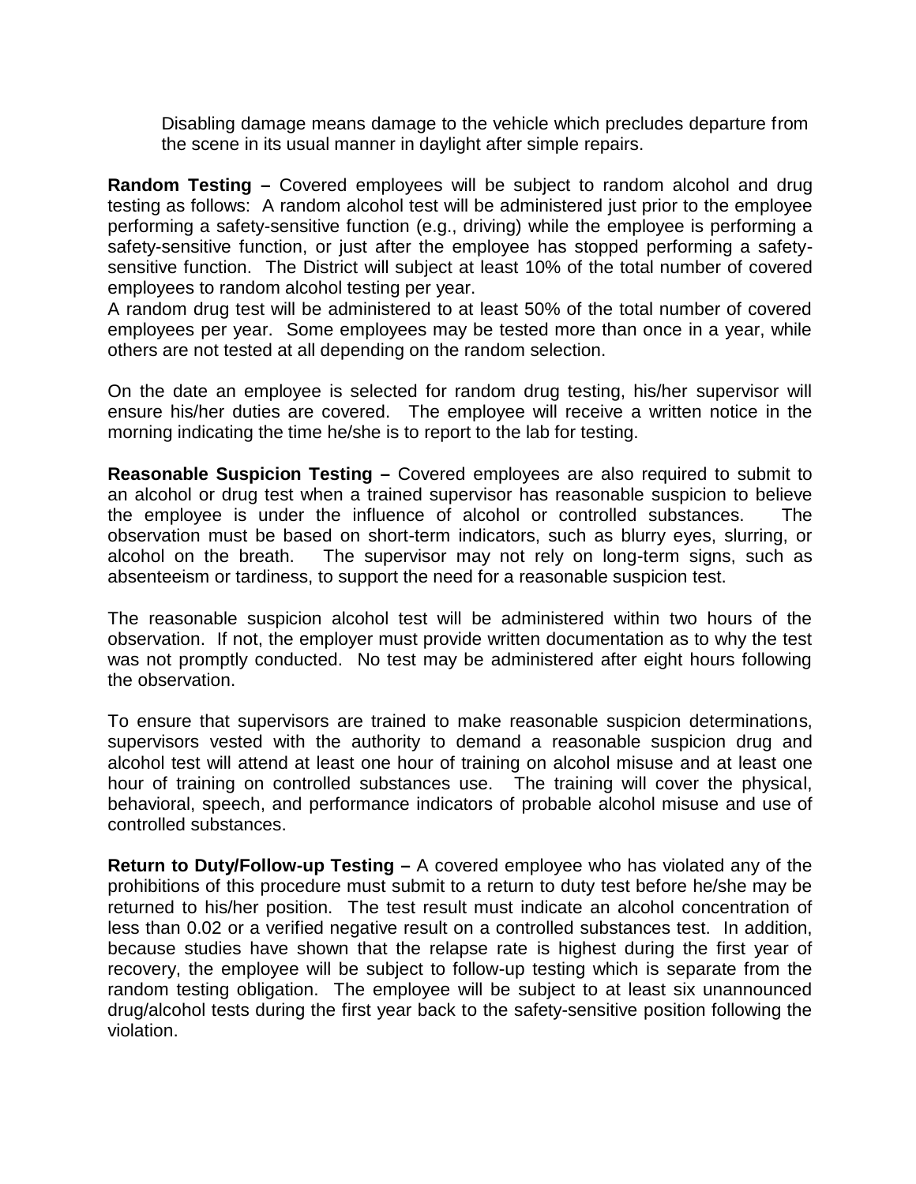Disabling damage means damage to the vehicle which precludes departure from the scene in its usual manner in daylight after simple repairs.

**Random Testing –** Covered employees will be subject to random alcohol and drug testing as follows: A random alcohol test will be administered just prior to the employee performing a safety-sensitive function (e.g., driving) while the employee is performing a safety-sensitive function, or just after the employee has stopped performing a safety-sensitive function. The District will subject at least 10% of the total number of covered employees to random alcohol testing per year.
A random drug test will be administered to at least 50% of the total number of covered employees per year. Some employees may be tested more than once in a year, while others are not tested at all depending on the random selection.

On the date an employee is selected for random drug testing, his/her supervisor will ensure his/her duties are covered. The employee will receive a written notice in the morning indicating the time he/she is to report to the lab for testing.

**Reasonable Suspicion Testing –** Covered employees are also required to submit to an alcohol or drug test when a trained supervisor has reasonable suspicion to believe the employee is under the influence of alcohol or controlled substances. The observation must be based on short-term indicators, such as blurry eyes, slurring, or alcohol on the breath. The supervisor may not rely on long-term signs, such as absenteeism or tardiness, to support the need for a reasonable suspicion test.

The reasonable suspicion alcohol test will be administered within two hours of the observation. If not, the employer must provide written documentation as to why the test was not promptly conducted. No test may be administered after eight hours following the observation.

To ensure that supervisors are trained to make reasonable suspicion determinations, supervisors vested with the authority to demand a reasonable suspicion drug and alcohol test will attend at least one hour of training on alcohol misuse and at least one hour of training on controlled substances use. The training will cover the physical, behavioral, speech, and performance indicators of probable alcohol misuse and use of controlled substances.

**Return to Duty/Follow-up Testing –** A covered employee who has violated any of the prohibitions of this procedure must submit to a return to duty test before he/she may be returned to his/her position. The test result must indicate an alcohol concentration of less than 0.02 or a verified negative result on a controlled substances test. In addition, because studies have shown that the relapse rate is highest during the first year of recovery, the employee will be subject to follow-up testing which is separate from the random testing obligation. The employee will be subject to at least six unannounced drug/alcohol tests during the first year back to the safety-sensitive position following the violation.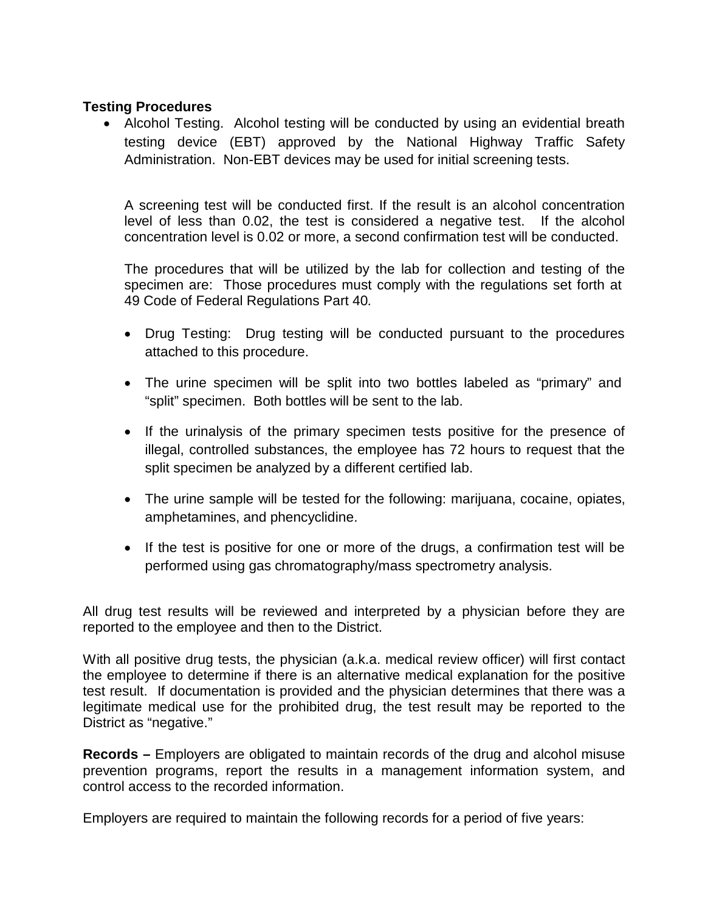**Testing Procedures**

- Alcohol Testing. Alcohol testing will be conducted by using an evidential breath testing device (EBT) approved by the National Highway Traffic Safety Administration. Non-EBT devices may be used for initial screening tests.

  A screening test will be conducted first. If the result is an alcohol concentration level of less than 0.02, the test is considered a negative test. If the alcohol concentration level is 0.02 or more, a second confirmation test will be conducted.

  The procedures that will be utilized by the lab for collection and testing of the specimen are: Those procedures must comply with the regulations set forth at 49 Code of Federal Regulations Part 40*.*

  - Drug Testing: Drug testing will be conducted pursuant to the procedures attached to this procedure.
  - The urine specimen will be split into two bottles labeled as "primary" and "split" specimen. Both bottles will be sent to the lab.
  - If the urinalysis of the primary specimen tests positive for the presence of illegal, controlled substances, the employee has 72 hours to request that the split specimen be analyzed by a different certified lab.
  - The urine sample will be tested for the following: marijuana, cocaine, opiates, amphetamines, and phencyclidine.
  - If the test is positive for one or more of the drugs, a confirmation test will be performed using gas chromatography/mass spectrometry analysis.

All drug test results will be reviewed and interpreted by a physician before they are reported to the employee and then to the District.

With all positive drug tests, the physician (a.k.a. medical review officer) will first contact the employee to determine if there is an alternative medical explanation for the positive test result. If documentation is provided and the physician determines that there was a legitimate medical use for the prohibited drug, the test result may be reported to the District as "negative."

**Records –** Employers are obligated to maintain records of the drug and alcohol misuse prevention programs, report the results in a management information system, and control access to the recorded information.

Employers are required to maintain the following records for a period of five years: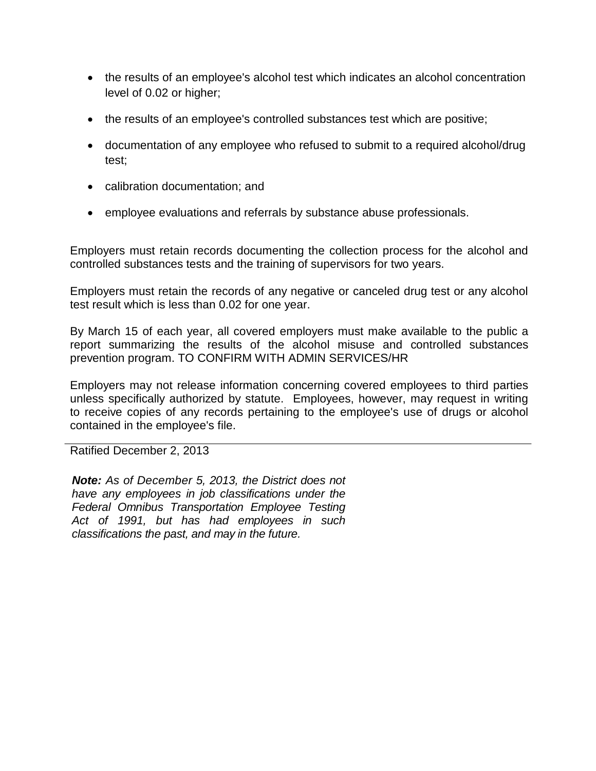- the results of an employee's alcohol test which indicates an alcohol concentration level of 0.02 or higher;
- the results of an employee's controlled substances test which are positive;
- documentation of any employee who refused to submit to a required alcohol/drug test;
- calibration documentation; and
- employee evaluations and referrals by substance abuse professionals.

Employers must retain records documenting the collection process for the alcohol and controlled substances tests and the training of supervisors for two years.

Employers must retain the records of any negative or canceled drug test or any alcohol test result which is less than 0.02 for one year.

By March 15 of each year, all covered employers must make available to the public a report summarizing the results of the alcohol misuse and controlled substances prevention program. TO CONFIRM WITH ADMIN SERVICES/HR

Employers may not release information concerning covered employees to third parties unless specifically authorized by statute. Employees, however, may request in writing to receive copies of any records pertaining to the employee's use of drugs or alcohol contained in the employee's file.

---

Ratified December 2, 2013

***Note:*** *As of December 5, 2013, the District does not have any employees in job classifications under the Federal Omnibus Transportation Employee Testing Act of 1991, but has had employees in such classifications the past, and may in the future.*